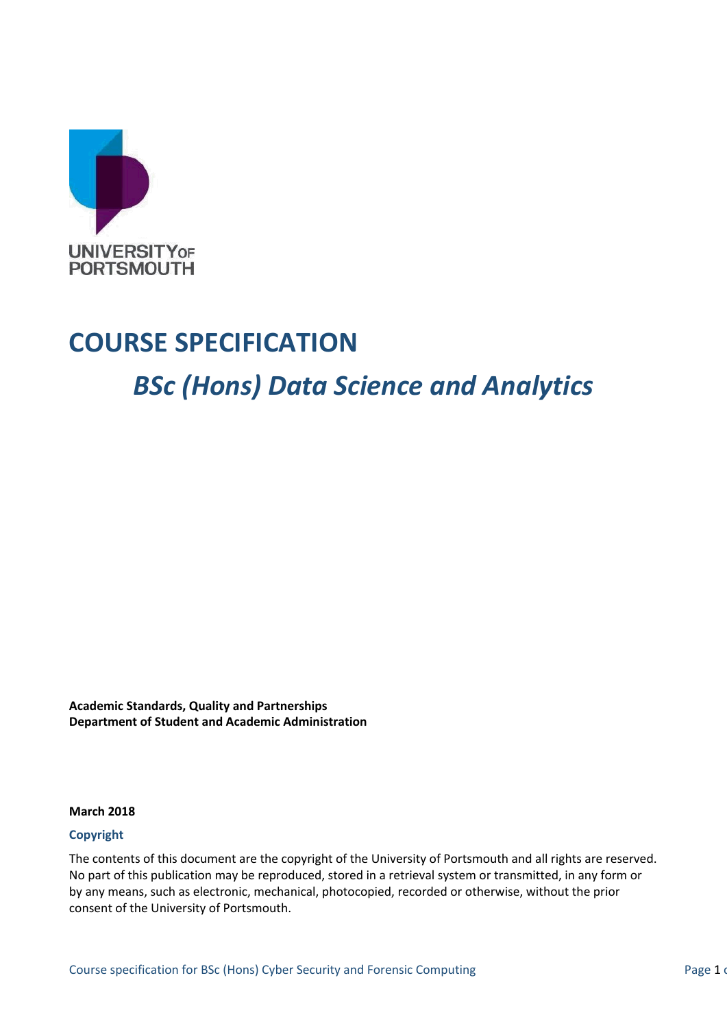UNIVERSITY OF PORTSMOUTH

# COURSE SPECIFICATION

## *BSc (Hons) Data Science and Analytics*

**Academic Standards, Quality and Partnerships**
**Department of Student and Academic Administration**

**March 2018**

**Copyright**

The contents of this document are the copyright of the University of Portsmouth and all rights are reserved. No part of this publication may be reproduced, stored in a retrieval system or transmitted, in any form or by any means, such as electronic, mechanical, photocopied, recorded or otherwise, without the prior consent of the University of Portsmouth.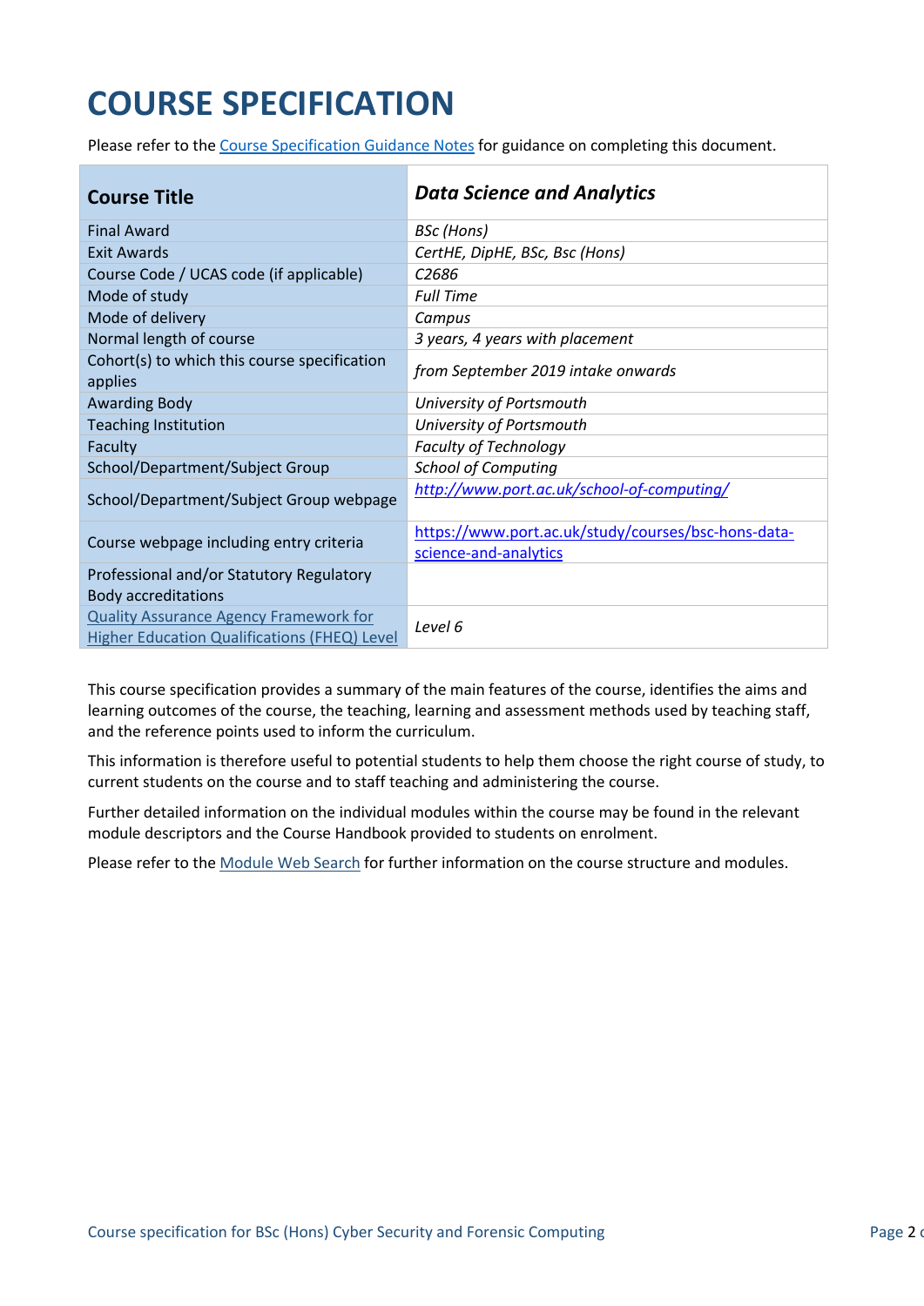# COURSE SPECIFICATION

Please refer to the Course Specification Guidance Notes for guidance on completing this document.

| **Course Title** | ***Data Science and Analytics*** |
|---|---|
| Final Award | *BSc (Hons)* |
| Exit Awards | *CertHE, DipHE, BSc, Bsc (Hons)* |
| Course Code / UCAS code (if applicable) | *C2686* |
| Mode of study | *Full Time* |
| Mode of delivery | *Campus* |
| Normal length of course | *3 years, 4 years with placement* |
| Cohort(s) to which this course specification applies | *from September 2019 intake onwards* |
| Awarding Body | *University of Portsmouth* |
| Teaching Institution | *University of Portsmouth* |
| Faculty | *Faculty of Technology* |
| School/Department/Subject Group | *School of Computing* |
| School/Department/Subject Group webpage | *http://www.port.ac.uk/school-of-computing/* |
| Course webpage including entry criteria | https://www.port.ac.uk/study/courses/bsc-hons-data-science-and-analytics |
| Professional and/or Statutory Regulatory Body accreditations | |
| Quality Assurance Agency Framework for Higher Education Qualifications (FHEQ) Level | *Level 6* |

This course specification provides a summary of the main features of the course, identifies the aims and learning outcomes of the course, the teaching, learning and assessment methods used by teaching staff, and the reference points used to inform the curriculum.

This information is therefore useful to potential students to help them choose the right course of study, to current students on the course and to staff teaching and administering the course.

Further detailed information on the individual modules within the course may be found in the relevant module descriptors and the Course Handbook provided to students on enrolment.

Please refer to the Module Web Search for further information on the course structure and modules.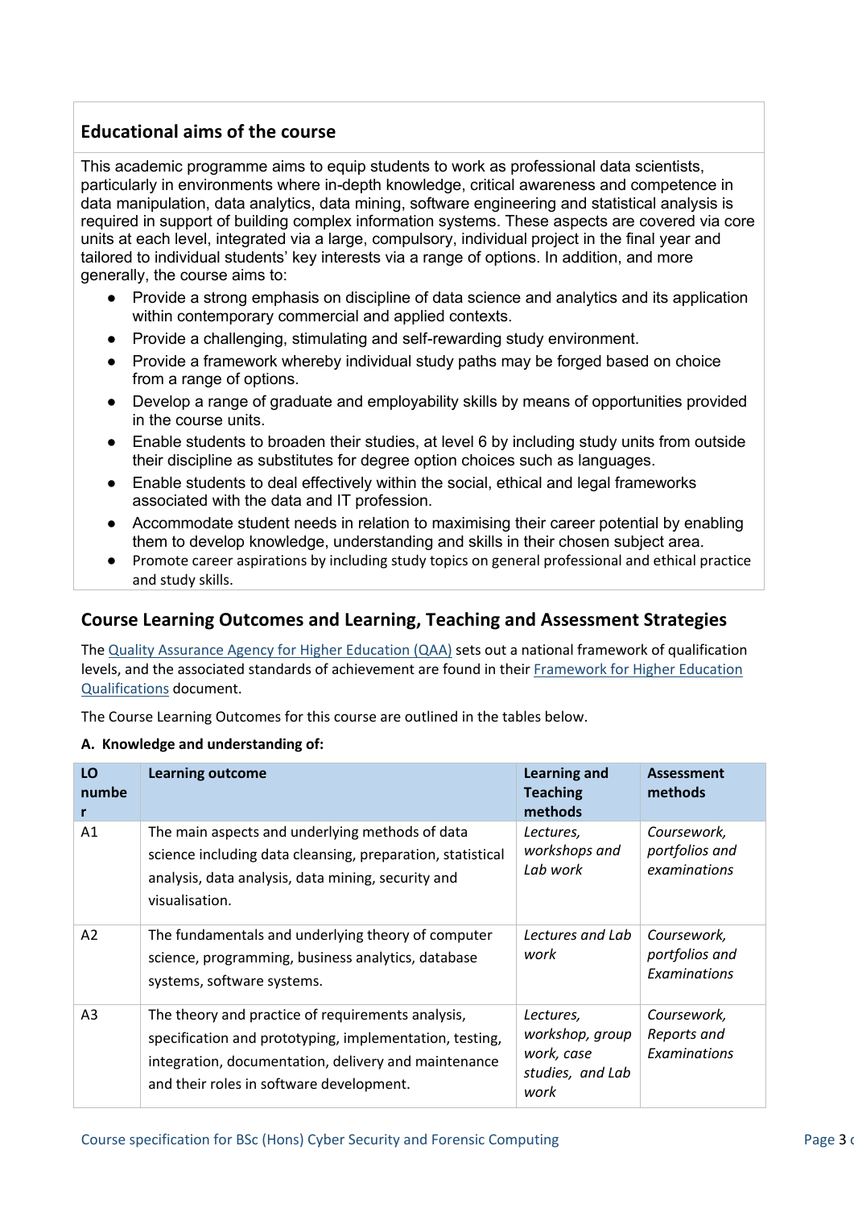## Educational aims of the course

This academic programme aims to equip students to work as professional data scientists, particularly in environments where in-depth knowledge, critical awareness and competence in data manipulation, data analytics, data mining, software engineering and statistical analysis is required in support of building complex information systems. These aspects are covered via core units at each level, integrated via a large, compulsory, individual project in the final year and tailored to individual students' key interests via a range of options. In addition, and more generally, the course aims to:

- Provide a strong emphasis on discipline of data science and analytics and its application within contemporary commercial and applied contexts.
- Provide a challenging, stimulating and self-rewarding study environment.
- Provide a framework whereby individual study paths may be forged based on choice from a range of options.
- Develop a range of graduate and employability skills by means of opportunities provided in the course units.
- Enable students to broaden their studies, at level 6 by including study units from outside their discipline as substitutes for degree option choices such as languages.
- Enable students to deal effectively within the social, ethical and legal frameworks associated with the data and IT profession.
- Accommodate student needs in relation to maximising their career potential by enabling them to develop knowledge, understanding and skills in their chosen subject area.
- Promote career aspirations by including study topics on general professional and ethical practice and study skills.

## Course Learning Outcomes and Learning, Teaching and Assessment Strategies

The [Quality Assurance Agency for Higher Education (QAA)](#) sets out a national framework of qualification levels, and the associated standards of achievement are found in their [Framework for Higher Education Qualifications](#) document.

The Course Learning Outcomes for this course are outlined in the tables below.

**A. Knowledge and understanding of:**

| LO number | Learning outcome | Learning and Teaching methods | Assessment methods |
|---|---|---|---|
| A1 | The main aspects and underlying methods of data science including data cleansing, preparation, statistical analysis, data analysis, data mining, security and visualisation. | *Lectures, workshops and Lab work* | *Coursework, portfolios and examinations* |
| A2 | The fundamentals and underlying theory of computer science, programming, business analytics, database systems, software systems. | *Lectures and Lab work* | *Coursework, portfolios and Examinations* |
| A3 | The theory and practice of requirements analysis, specification and prototyping, implementation, testing, integration, documentation, delivery and maintenance and their roles in software development. | *Lectures, workshop, group work, case studies, and Lab work* | *Coursework, Reports and Examinations* |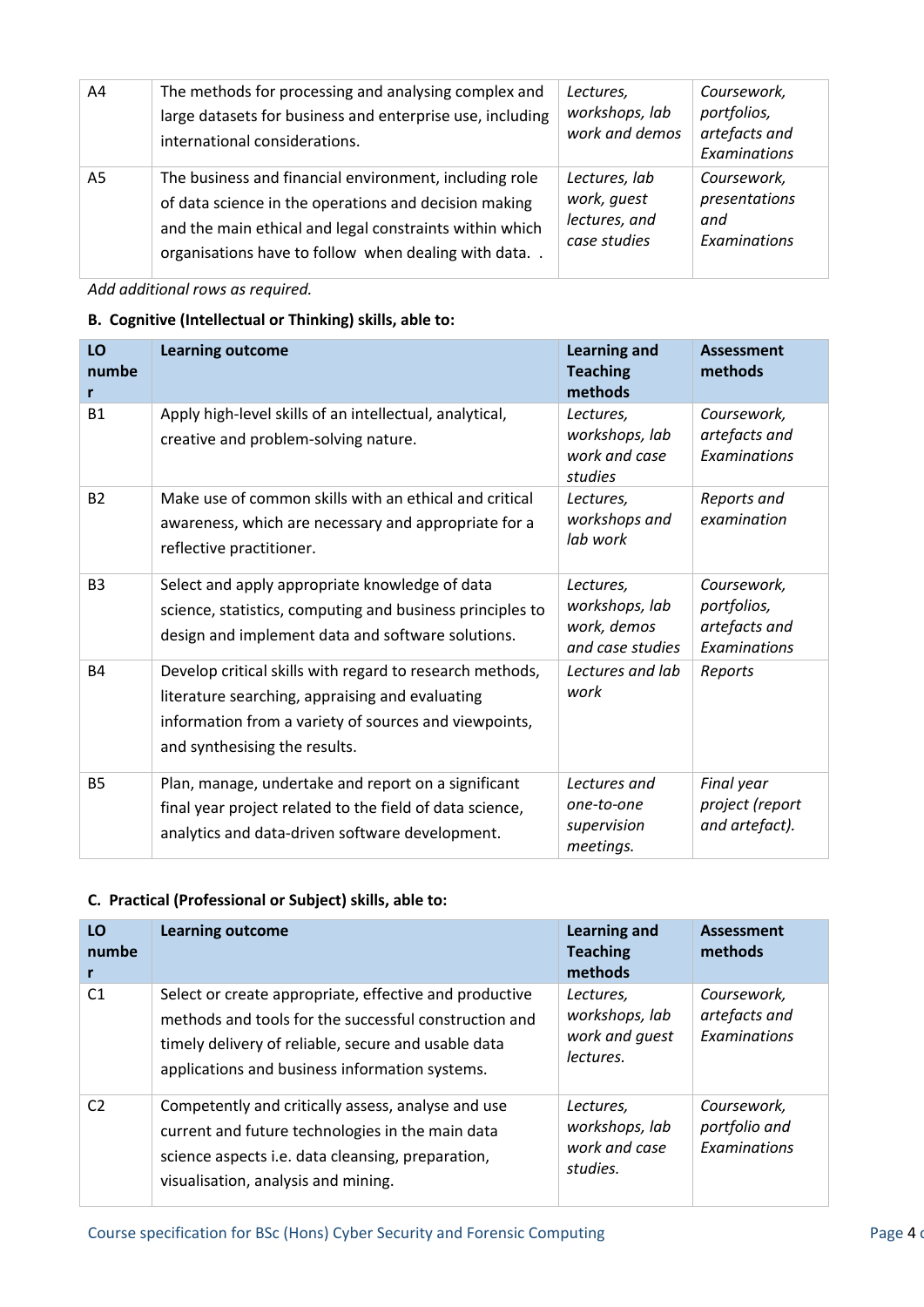| | | | |
|---|---|---|---|
| A4 | The methods for processing and analysing complex and large datasets for business and enterprise use, including international considerations. | *Lectures, workshops, lab work and demos* | *Coursework, portfolios, artefacts and Examinations* |
| A5 | The business and financial environment, including role of data science in the operations and decision making and the main ethical and legal constraints within which organisations have to follow when dealing with data. . | *Lectures, lab work, guest lectures, and case studies* | *Coursework, presentations and Examinations* |

*Add additional rows as required.*

**B. Cognitive (Intellectual or Thinking) skills, able to:**

| LO number | Learning outcome | Learning and Teaching methods | Assessment methods |
|---|---|---|---|
| B1 | Apply high-level skills of an intellectual, analytical, creative and problem-solving nature. | *Lectures, workshops, lab work and case studies* | *Coursework, artefacts and Examinations* |
| B2 | Make use of common skills with an ethical and critical awareness, which are necessary and appropriate for a reflective practitioner. | *Lectures, workshops and lab work* | *Reports and examination* |
| B3 | Select and apply appropriate knowledge of data science, statistics, computing and business principles to design and implement data and software solutions. | *Lectures, workshops, lab work, demos and case studies* | *Coursework, portfolios, artefacts and Examinations* |
| B4 | Develop critical skills with regard to research methods, literature searching, appraising and evaluating information from a variety of sources and viewpoints, and synthesising the results. | *Lectures and lab work* | *Reports* |
| B5 | Plan, manage, undertake and report on a significant final year project related to the field of data science, analytics and data-driven software development. | *Lectures and one-to-one supervision meetings.* | *Final year project (report and artefact).* |

**C. Practical (Professional or Subject) skills, able to:**

| LO number | Learning outcome | Learning and Teaching methods | Assessment methods |
|---|---|---|---|
| C1 | Select or create appropriate, effective and productive methods and tools for the successful construction and timely delivery of reliable, secure and usable data applications and business information systems. | *Lectures, workshops, lab work and guest lectures.* | *Coursework, artefacts and Examinations* |
| C2 | Competently and critically assess, analyse and use current and future technologies in the main data science aspects i.e. data cleansing, preparation, visualisation, analysis and mining. | *Lectures, workshops, lab work and case studies.* | *Coursework, portfolio and Examinations* |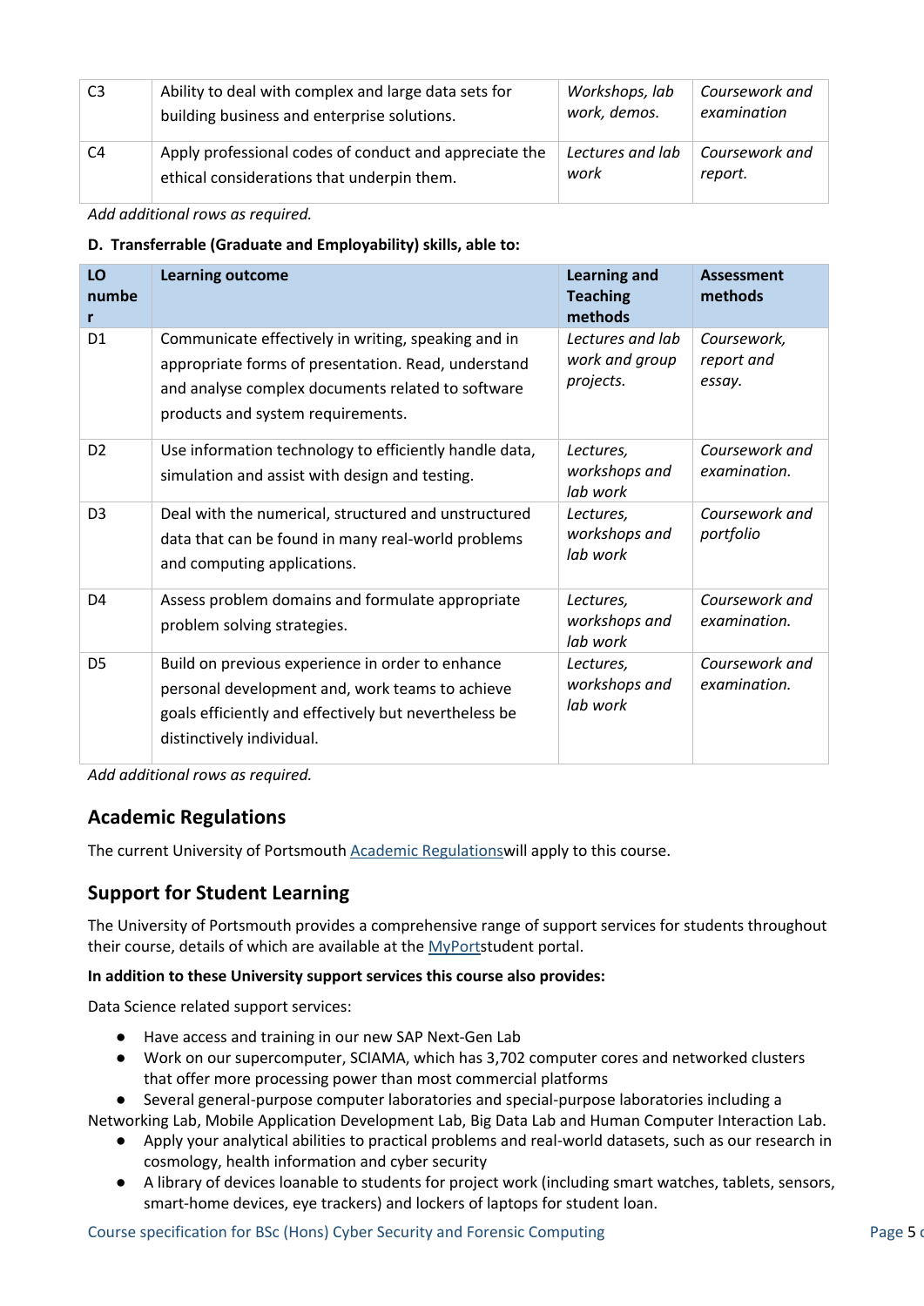| | | | |
|---|---|---|---|
| C3 | Ability to deal with complex and large data sets for building business and enterprise solutions. | *Workshops, lab work, demos.* | *Coursework and examination* |
| C4 | Apply professional codes of conduct and appreciate the ethical considerations that underpin them. | *Lectures and lab work* | *Coursework and report.* |

*Add additional rows as required.*

**D. Transferrable (Graduate and Employability) skills, able to:**

| LO number | Learning outcome | Learning and Teaching methods | Assessment methods |
|---|---|---|---|
| D1 | Communicate effectively in writing, speaking and in appropriate forms of presentation. Read, understand and analyse complex documents related to software products and system requirements. | *Lectures and lab work and group projects.* | *Coursework, report and essay.* |
| D2 | Use information technology to efficiently handle data, simulation and assist with design and testing. | *Lectures, workshops and lab work* | *Coursework and examination.* |
| D3 | Deal with the numerical, structured and unstructured data that can be found in many real-world problems and computing applications. | *Lectures, workshops and lab work* | *Coursework and portfolio* |
| D4 | Assess problem domains and formulate appropriate problem solving strategies. | *Lectures, workshops and lab work* | *Coursework and examination.* |
| D5 | Build on previous experience in order to enhance personal development and, work teams to achieve goals efficiently and effectively but nevertheless be distinctively individual. | *Lectures, workshops and lab work* | *Coursework and examination.* |

*Add additional rows as required.*

## Academic Regulations

The current University of Portsmouth Academic Regulationswill apply to this course.

## Support for Student Learning

The University of Portsmouth provides a comprehensive range of support services for students throughout their course, details of which are available at the MyPortstudent portal.

**In addition to these University support services this course also provides:**

Data Science related support services:

- Have access and training in our new SAP Next-Gen Lab
- Work on our supercomputer, SCIAMA, which has 3,702 computer cores and networked clusters that offer more processing power than most commercial platforms
- Several general-purpose computer laboratories and special-purpose laboratories including a Networking Lab, Mobile Application Development Lab, Big Data Lab and Human Computer Interaction Lab.
- Apply your analytical abilities to practical problems and real-world datasets, such as our research in cosmology, health information and cyber security
- A library of devices loanable to students for project work (including smart watches, tablets, sensors, smart-home devices, eye trackers) and lockers of laptops for student loan.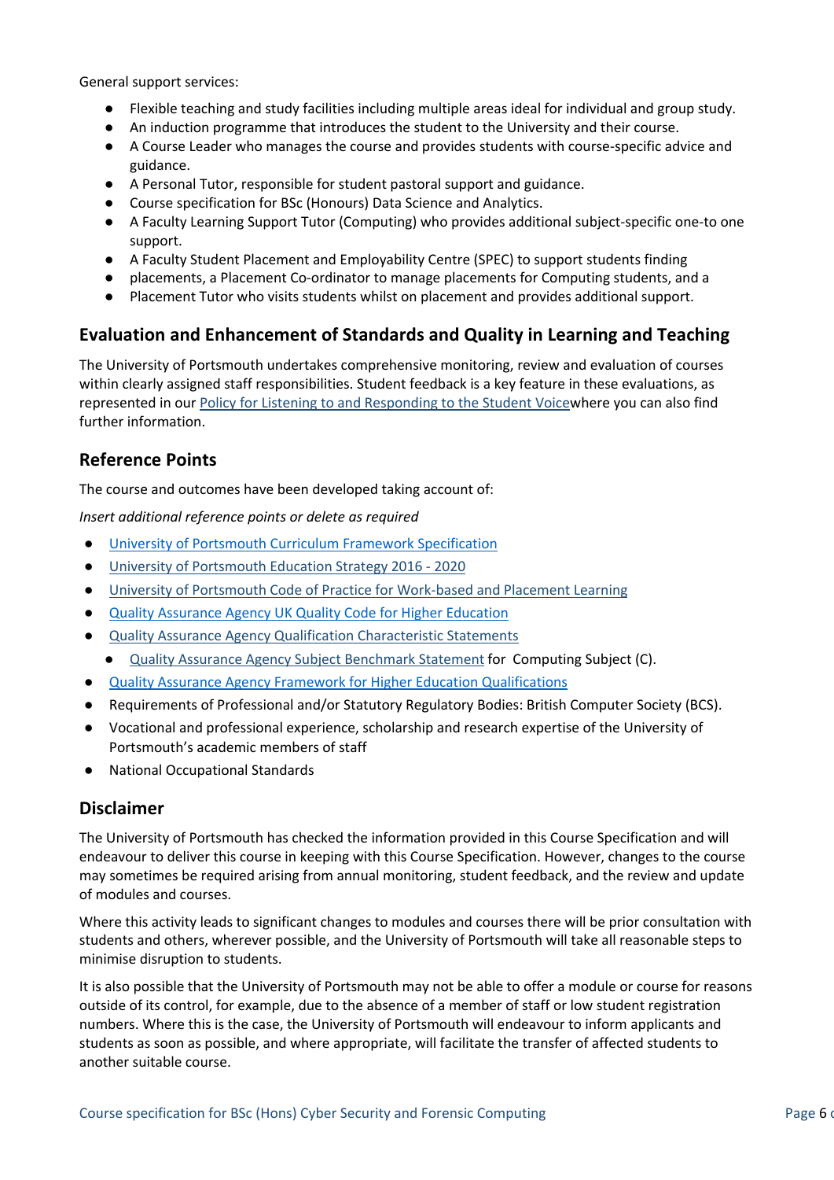General support services:

- Flexible teaching and study facilities including multiple areas ideal for individual and group study.
- An induction programme that introduces the student to the University and their course.
- A Course Leader who manages the course and provides students with course-specific advice and guidance.
- A Personal Tutor, responsible for student pastoral support and guidance.
- Course specification for BSc (Honours) Data Science and Analytics.
- A Faculty Learning Support Tutor (Computing) who provides additional subject-specific one-to one support.
- A Faculty Student Placement and Employability Centre (SPEC) to support students finding
- placements, a Placement Co-ordinator to manage placements for Computing students, and a
- Placement Tutor who visits students whilst on placement and provides additional support.

## Evaluation and Enhancement of Standards and Quality in Learning and Teaching

The University of Portsmouth undertakes comprehensive monitoring, review and evaluation of courses within clearly assigned staff responsibilities. Student feedback is a key feature in these evaluations, as represented in our Policy for Listening to and Responding to the Student Voicewhere you can also find further information.

## Reference Points

The course and outcomes have been developed taking account of:

*Insert additional reference points or delete as required*

- University of Portsmouth Curriculum Framework Specification
- University of Portsmouth Education Strategy 2016 - 2020
- University of Portsmouth Code of Practice for Work-based and Placement Learning
- Quality Assurance Agency UK Quality Code for Higher Education
- Quality Assurance Agency Qualification Characteristic Statements
  - Quality Assurance Agency Subject Benchmark Statement for Computing Subject (C).
- Quality Assurance Agency Framework for Higher Education Qualifications
- Requirements of Professional and/or Statutory Regulatory Bodies: British Computer Society (BCS).
- Vocational and professional experience, scholarship and research expertise of the University of Portsmouth's academic members of staff
- National Occupational Standards

## Disclaimer

The University of Portsmouth has checked the information provided in this Course Specification and will endeavour to deliver this course in keeping with this Course Specification. However, changes to the course may sometimes be required arising from annual monitoring, student feedback, and the review and update of modules and courses.

Where this activity leads to significant changes to modules and courses there will be prior consultation with students and others, wherever possible, and the University of Portsmouth will take all reasonable steps to minimise disruption to students.

It is also possible that the University of Portsmouth may not be able to offer a module or course for reasons outside of its control, for example, due to the absence of a member of staff or low student registration numbers. Where this is the case, the University of Portsmouth will endeavour to inform applicants and students as soon as possible, and where appropriate, will facilitate the transfer of affected students to another suitable course.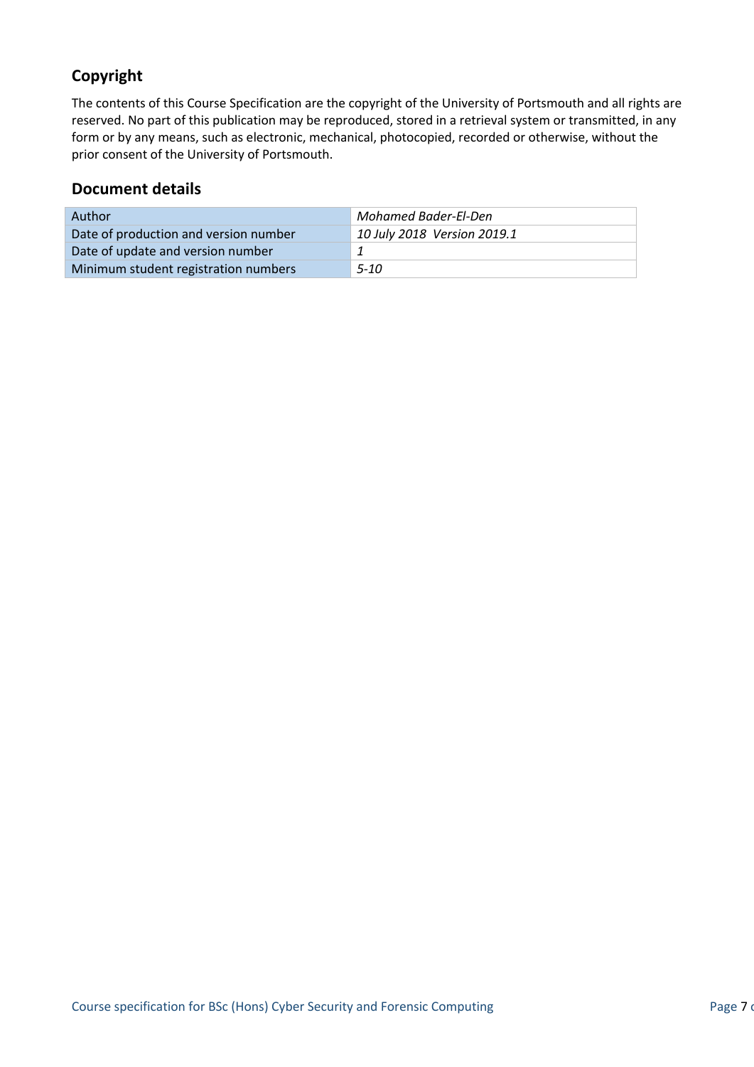## Copyright

The contents of this Course Specification are the copyright of the University of Portsmouth and all rights are reserved. No part of this publication may be reproduced, stored in a retrieval system or transmitted, in any form or by any means, such as electronic, mechanical, photocopied, recorded or otherwise, without the prior consent of the University of Portsmouth.

## Document details

| | |
|---|---|
| Author | *Mohamed Bader-El-Den* |
| Date of production and version number | *10 July 2018 Version 2019.1* |
| Date of update and version number | *1* |
| Minimum student registration numbers | *5-10* |